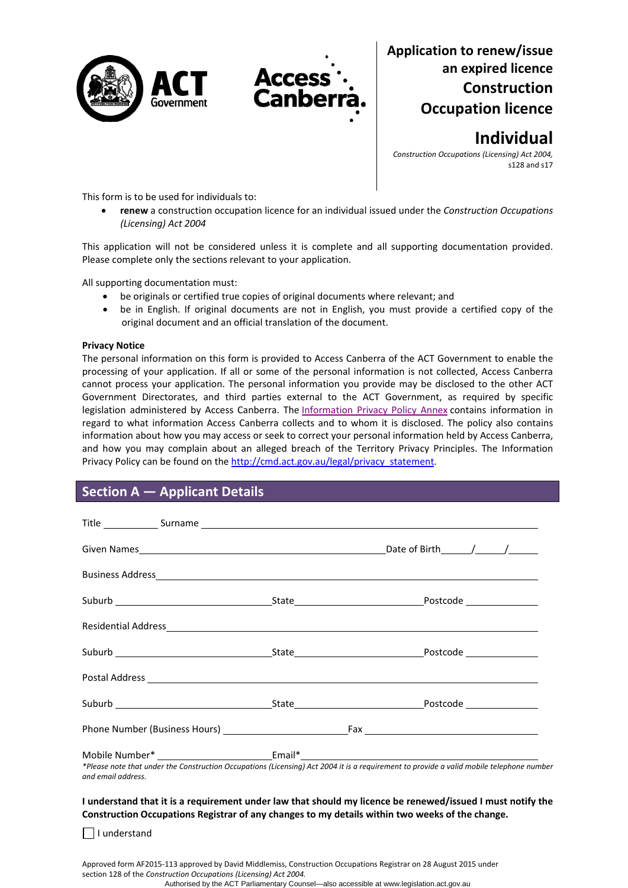# Application to renew/issue an expired licence Construction Occupation licence

## Individual

*Construction Occupations (Licensing) Act 2004,* s128 and s17

This form is to be used for individuals to:

- **renew** a construction occupation licence for an individual issued under the *Construction Occupations (Licensing) Act 2004*

This application will not be considered unless it is complete and all supporting documentation provided. Please complete only the sections relevant to your application.

All supporting documentation must:

- be originals or certified true copies of original documents where relevant; and
- be in English. If original documents are not in English, you must provide a certified copy of the original document and an official translation of the document.

**Privacy Notice**

The personal information on this form is provided to Access Canberra of the ACT Government to enable the processing of your application. If all or some of the personal information is not collected, Access Canberra cannot process your application. The personal information you provide may be disclosed to the other ACT Government Directorates, and third parties external to the ACT Government, as required by specific legislation administered by Access Canberra. The Information Privacy Policy Annex contains information in regard to what information Access Canberra collects and to whom it is disclosed. The policy also contains information about how you may access or seek to correct your personal information held by Access Canberra, and how you may complain about an alleged breach of the Territory Privacy Principles. The Information Privacy Policy can be found on the http://cmd.act.gov.au/legal/privacy_statement.

## Section A — Applicant Details

Title __________ Surname ______________________________

Given Names ______________________________ Date of Birth ____/____/____

Business Address ______________________________

Suburb ______________ State ______________ Postcode ________

Residential Address ______________________________

Suburb ______________ State ______________ Postcode ________

Postal Address ______________________________

Suburb ______________ State ______________ Postcode ________

Phone Number (Business Hours) ______________ Fax ______________

Mobile Number* ______________ Email* ______________

*\*Please note that under the Construction Occupations (Licensing) Act 2004 it is a requirement to provide a valid mobile telephone number and email address.*

**I understand that it is a requirement under law that should my licence be renewed/issued I must notify the Construction Occupations Registrar of any changes to my details within two weeks of the change.**

☐ I understand

Approved form AF2015-113 approved by David Middlemiss, Construction Occupations Registrar on 28 August 2015 under section 128 of the *Construction Occupations (Licensing) Act 2004.*

Authorised by the ACT Parliamentary Counsel—also accessible at www.legislation.act.gov.au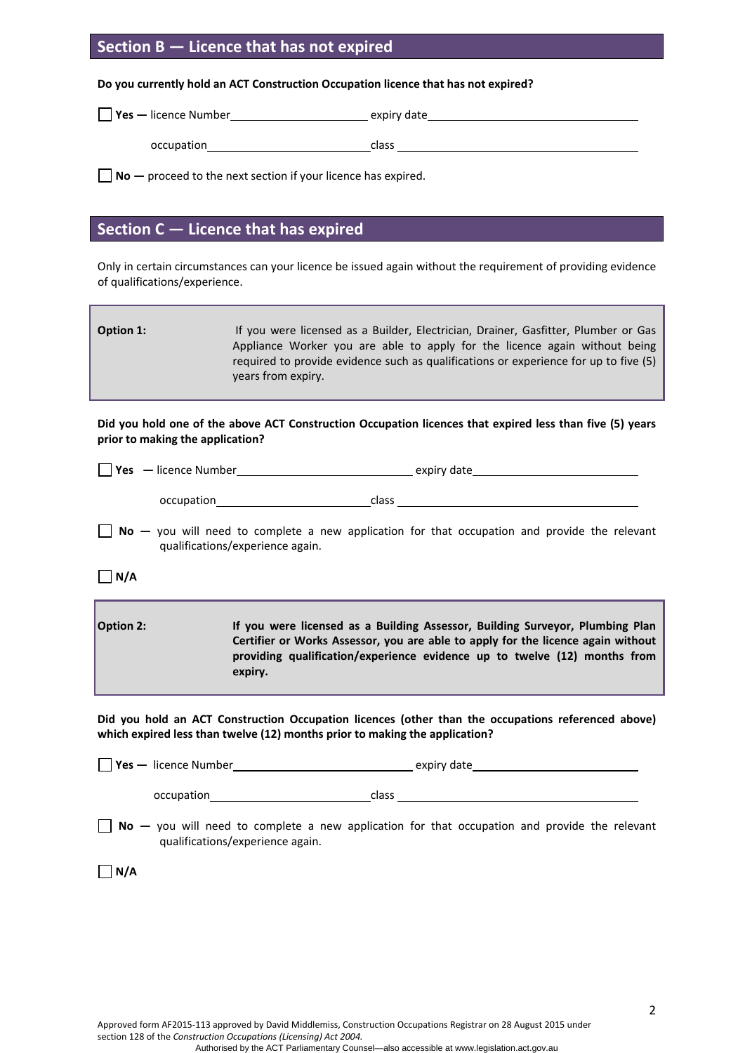## Section B — Licence that has not expired

**Do you currently hold an ACT Construction Occupation licence that has not expired?**

☐ **Yes —** licence Number\_\_\_\_\_\_\_\_\_\_\_\_\_\_\_\_\_\_\_\_ expiry date\_\_\_\_\_\_\_\_\_\_\_\_\_\_\_\_\_\_\_\_

occupation\_\_\_\_\_\_\_\_\_\_\_\_\_\_\_\_\_\_\_\_ class \_\_\_\_\_\_\_\_\_\_\_\_\_\_\_\_\_\_\_\_

☐ **No —** proceed to the next section if your licence has expired.

## Section C — Licence that has expired

Only in certain circumstances can your licence be issued again without the requirement of providing evidence of qualifications/experience.

**Option 1:** If you were licensed as a Builder, Electrician, Drainer, Gasfitter, Plumber or Gas Appliance Worker you are able to apply for the licence again without being required to provide evidence such as qualifications or experience for up to five (5) years from expiry.

**Did you hold one of the above ACT Construction Occupation licences that expired less than five (5) years prior to making the application?**

☐ **Yes** — licence Number\_\_\_\_\_\_\_\_\_\_\_\_\_\_\_\_\_\_\_\_ expiry date\_\_\_\_\_\_\_\_\_\_\_\_\_\_\_\_\_\_\_\_

occupation\_\_\_\_\_\_\_\_\_\_\_\_\_\_\_\_\_\_\_\_ class \_\_\_\_\_\_\_\_\_\_\_\_\_\_\_\_\_\_\_\_

☐ **No —** you will need to complete a new application for that occupation and provide the relevant qualifications/experience again.

☐ **N/A**

**Option 2:** **If you were licensed as a Building Assessor, Building Surveyor, Plumbing Plan Certifier or Works Assessor, you are able to apply for the licence again without providing qualification/experience evidence up to twelve (12) months from expiry.**

**Did you hold an ACT Construction Occupation licences (other than the occupations referenced above) which expired less than twelve (12) months prior to making the application?**

☐ **Yes —** licence Number\_\_\_\_\_\_\_\_\_\_\_\_\_\_\_\_\_\_\_\_ expiry date\_\_\_\_\_\_\_\_\_\_\_\_\_\_\_\_\_\_\_\_

occupation\_\_\_\_\_\_\_\_\_\_\_\_\_\_\_\_\_\_\_\_ class \_\_\_\_\_\_\_\_\_\_\_\_\_\_\_\_\_\_\_\_

☐ **No —** you will need to complete a new application for that occupation and provide the relevant qualifications/experience again.

☐ **N/A**

Approved form AF2015-113 approved by David Middlemiss, Construction Occupations Registrar on 28 August 2015 under section 128 of the *Construction Occupations (Licensing) Act 2004.*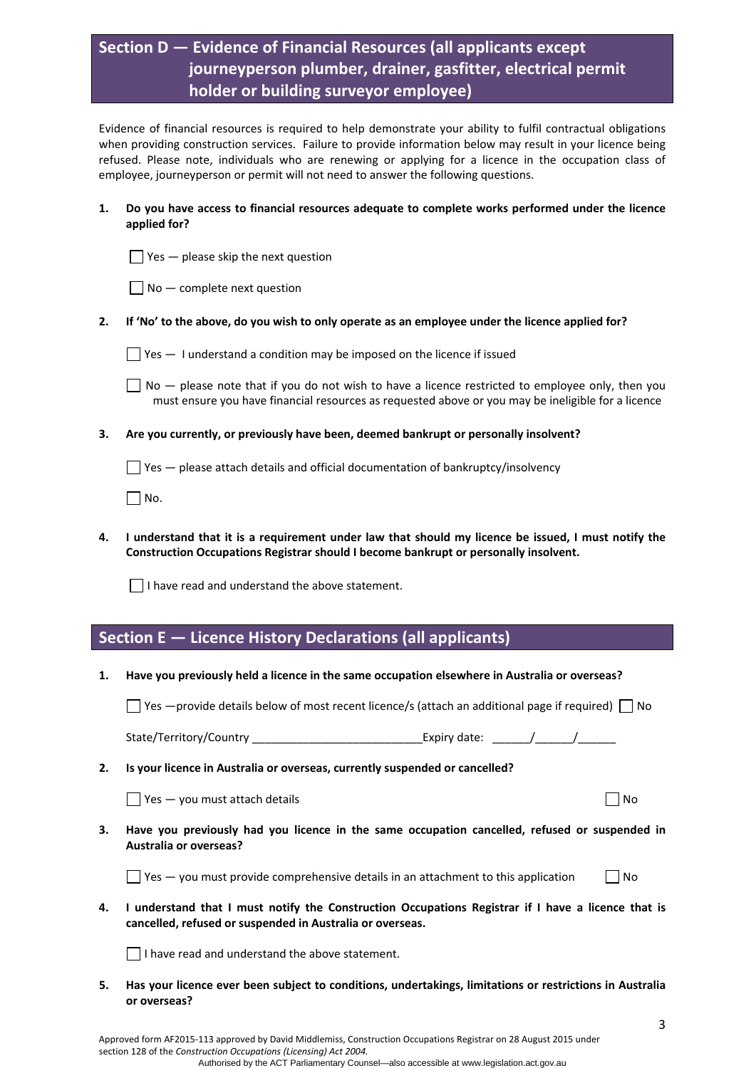## Section D — Evidence of Financial Resources (all applicants except journeyperson plumber, drainer, gasfitter, electrical permit holder or building surveyor employee)

Evidence of financial resources is required to help demonstrate your ability to fulfil contractual obligations when providing construction services. Failure to provide information below may result in your licence being refused. Please note, individuals who are renewing or applying for a licence in the occupation class of employee, journeyperson or permit will not need to answer the following questions.

**1. Do you have access to financial resources adequate to complete works performed under the licence applied for?**

☐ Yes — please skip the next question

☐ No — complete next question

**2. If 'No' to the above, do you wish to only operate as an employee under the licence applied for?**

☐ Yes — I understand a condition may be imposed on the licence if issued

☐ No — please note that if you do not wish to have a licence restricted to employee only, then you must ensure you have financial resources as requested above or you may be ineligible for a licence

**3. Are you currently, or previously have been, deemed bankrupt or personally insolvent?**

☐ Yes — please attach details and official documentation of bankruptcy/insolvency

☐ No.

**4. I understand that it is a requirement under law that should my licence be issued, I must notify the Construction Occupations Registrar should I become bankrupt or personally insolvent.**

☐ I have read and understand the above statement.

## Section E — Licence History Declarations (all applicants)

**1. Have you previously held a licence in the same occupation elsewhere in Australia or overseas?**

☐ Yes —provide details below of most recent licence/s (attach an additional page if required) ☐ No

State/Territory/Country ___________________________ Expiry date: ______/______/______

**2. Is your licence in Australia or overseas, currently suspended or cancelled?**

☐ Yes — you must attach details ☐ No

**3. Have you previously had you licence in the same occupation cancelled, refused or suspended in Australia or overseas?**

☐ Yes — you must provide comprehensive details in an attachment to this application ☐ No

**4. I understand that I must notify the Construction Occupations Registrar if I have a licence that is cancelled, refused or suspended in Australia or overseas.**

☐ I have read and understand the above statement.

**5. Has your licence ever been subject to conditions, undertakings, limitations or restrictions in Australia or overseas?**

Approved form AF2015-113 approved by David Middlemiss, Construction Occupations Registrar on 28 August 2015 under section 128 of the *Construction Occupations (Licensing) Act 2004.*

Authorised by the ACT Parliamentary Counsel—also accessible at www.legislation.act.gov.au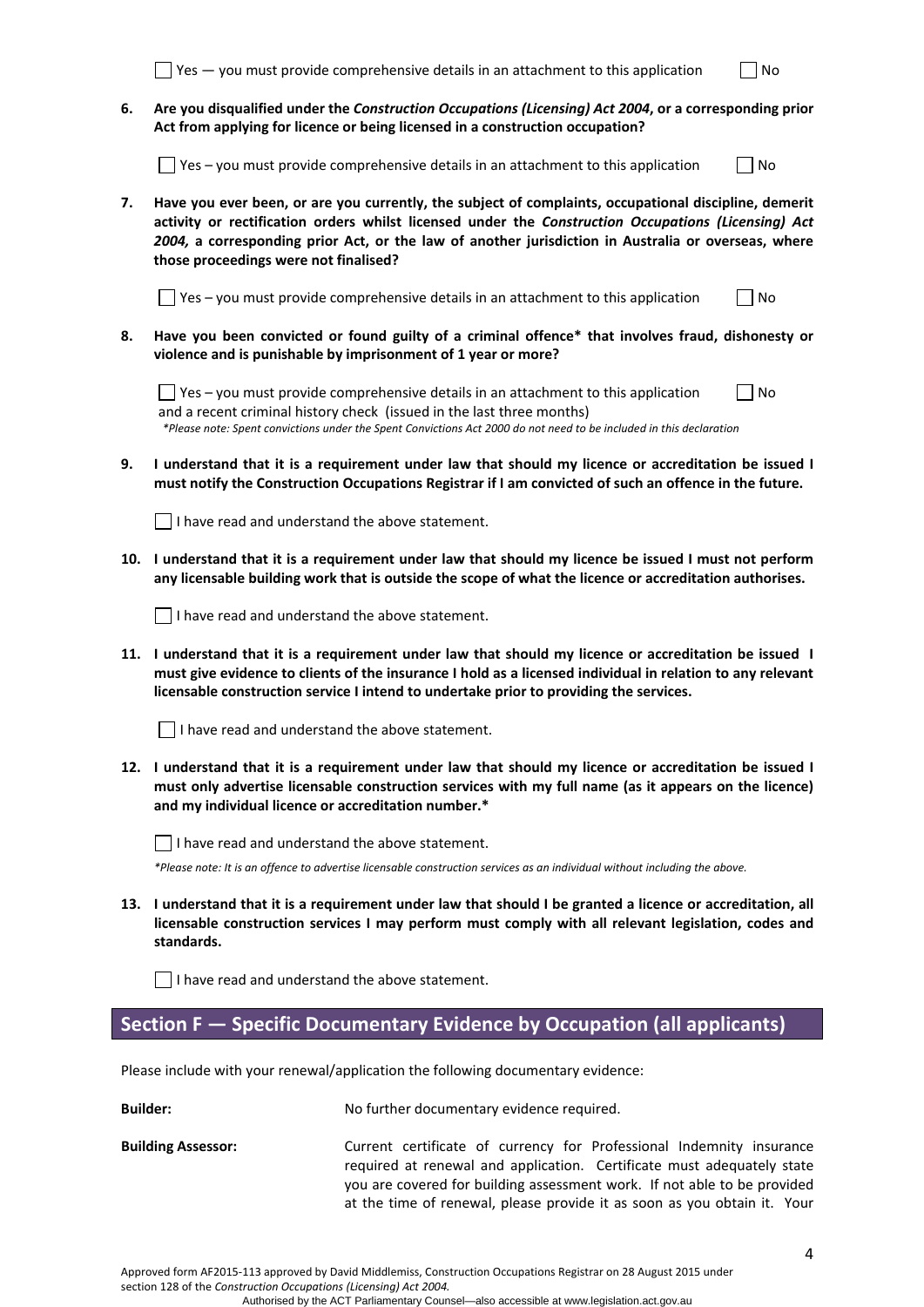☐ Yes — you must provide comprehensive details in an attachment to this application ☐ No

6. **Are you disqualified under the *Construction Occupations (Licensing) Act 2004*, or a corresponding prior Act from applying for licence or being licensed in a construction occupation?**

   ☐ Yes – you must provide comprehensive details in an attachment to this application ☐ No

7. **Have you ever been, or are you currently, the subject of complaints, occupational discipline, demerit activity or rectification orders whilst licensed under the *Construction Occupations (Licensing) Act 2004,* a corresponding prior Act, or the law of another jurisdiction in Australia or overseas, where those proceedings were not finalised?**

   ☐ Yes – you must provide comprehensive details in an attachment to this application ☐ No

8. **Have you been convicted or found guilty of a criminal offence* that involves fraud, dishonesty or violence and is punishable by imprisonment of 1 year or more?**

   ☐ Yes – you must provide comprehensive details in an attachment to this application ☐ No
   and a recent criminal history check (issued in the last three months)
   *\*Please note: Spent convictions under the Spent Convictions Act 2000 do not need to be included in this declaration*

9. **I understand that it is a requirement under law that should my licence or accreditation be issued I must notify the Construction Occupations Registrar if I am convicted of such an offence in the future.**

   ☐ I have read and understand the above statement.

10. **I understand that it is a requirement under law that should my licence be issued I must not perform any licensable building work that is outside the scope of what the licence or accreditation authorises.**

    ☐ I have read and understand the above statement.

11. **I understand that it is a requirement under law that should my licence or accreditation be issued I must give evidence to clients of the insurance I hold as a licensed individual in relation to any relevant licensable construction service I intend to undertake prior to providing the services.**

    ☐ I have read and understand the above statement.

12. **I understand that it is a requirement under law that should my licence or accreditation be issued I must only advertise licensable construction services with my full name (as it appears on the licence) and my individual licence or accreditation number.***

    ☐ I have read and understand the above statement.

    *\*Please note: It is an offence to advertise licensable construction services as an individual without including the above.*

13. **I understand that it is a requirement under law that should I be granted a licence or accreditation, all licensable construction services I may perform must comply with all relevant legislation, codes and standards.**

    ☐ I have read and understand the above statement.

## Section F — Specific Documentary Evidence by Occupation (all applicants)

Please include with your renewal/application the following documentary evidence:

**Builder:** No further documentary evidence required.

**Building Assessor:** Current certificate of currency for Professional Indemnity insurance required at renewal and application. Certificate must adequately state you are covered for building assessment work. If not able to be provided at the time of renewal, please provide it as soon as you obtain it. Your

Approved form AF2015-113 approved by David Middlemiss, Construction Occupations Registrar on 28 August 2015 under section 128 of the *Construction Occupations (Licensing) Act 2004.*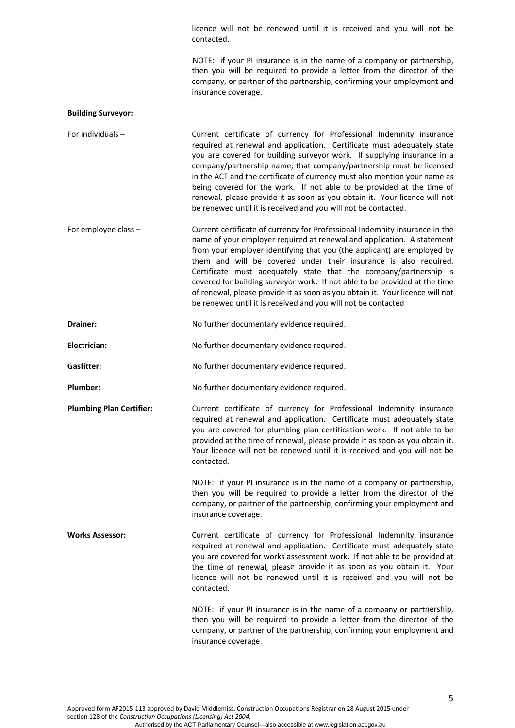licence will not be renewed until it is received and you will not be contacted.

NOTE: if your PI insurance is in the name of a company or partnership, then you will be required to provide a letter from the director of the company, or partner of the partnership, confirming your employment and insurance coverage.

**Building Surveyor:**

For individuals – Current certificate of currency for Professional Indemnity insurance required at renewal and application. Certificate must adequately state you are covered for building surveyor work. If supplying insurance in a company/partnership name, that company/partnership must be licensed in the ACT and the certificate of currency must also mention your name as being covered for the work. If not able to be provided at the time of renewal, please provide it as soon as you obtain it. Your licence will not be renewed until it is received and you will not be contacted.

For employee class – Current certificate of currency for Professional Indemnity insurance in the name of your employer required at renewal and application. A statement from your employer identifying that you (the applicant) are employed by them and will be covered under their insurance is also required. Certificate must adequately state that the company/partnership is covered for building surveyor work. If not able to be provided at the time of renewal, please provide it as soon as you obtain it. Your licence will not be renewed until it is received and you will not be contacted

**Drainer:** No further documentary evidence required.

**Electrician:** No further documentary evidence required.

**Gasfitter:** No further documentary evidence required.

**Plumber:** No further documentary evidence required.

**Plumbing Plan Certifier:** Current certificate of currency for Professional Indemnity insurance required at renewal and application. Certificate must adequately state you are covered for plumbing plan certification work. If not able to be provided at the time of renewal, please provide it as soon as you obtain it. Your licence will not be renewed until it is received and you will not be contacted.

NOTE: if your PI insurance is in the name of a company or partnership, then you will be required to provide a letter from the director of the company, or partner of the partnership, confirming your employment and insurance coverage.

**Works Assessor:** Current certificate of currency for Professional Indemnity insurance required at renewal and application. Certificate must adequately state you are covered for works assessment work. If not able to be provided at the time of renewal, please provide it as soon as you obtain it. Your licence will not be renewed until it is received and you will not be contacted.

NOTE: if your PI insurance is in the name of a company or partnership, then you will be required to provide a letter from the director of the company, or partner of the partnership, confirming your employment and insurance coverage.

Approved form AF2015-113 approved by David Middlemiss, Construction Occupations Registrar on 28 August 2015 under section 128 of the *Construction Occupations (Licensing) Act 2004.*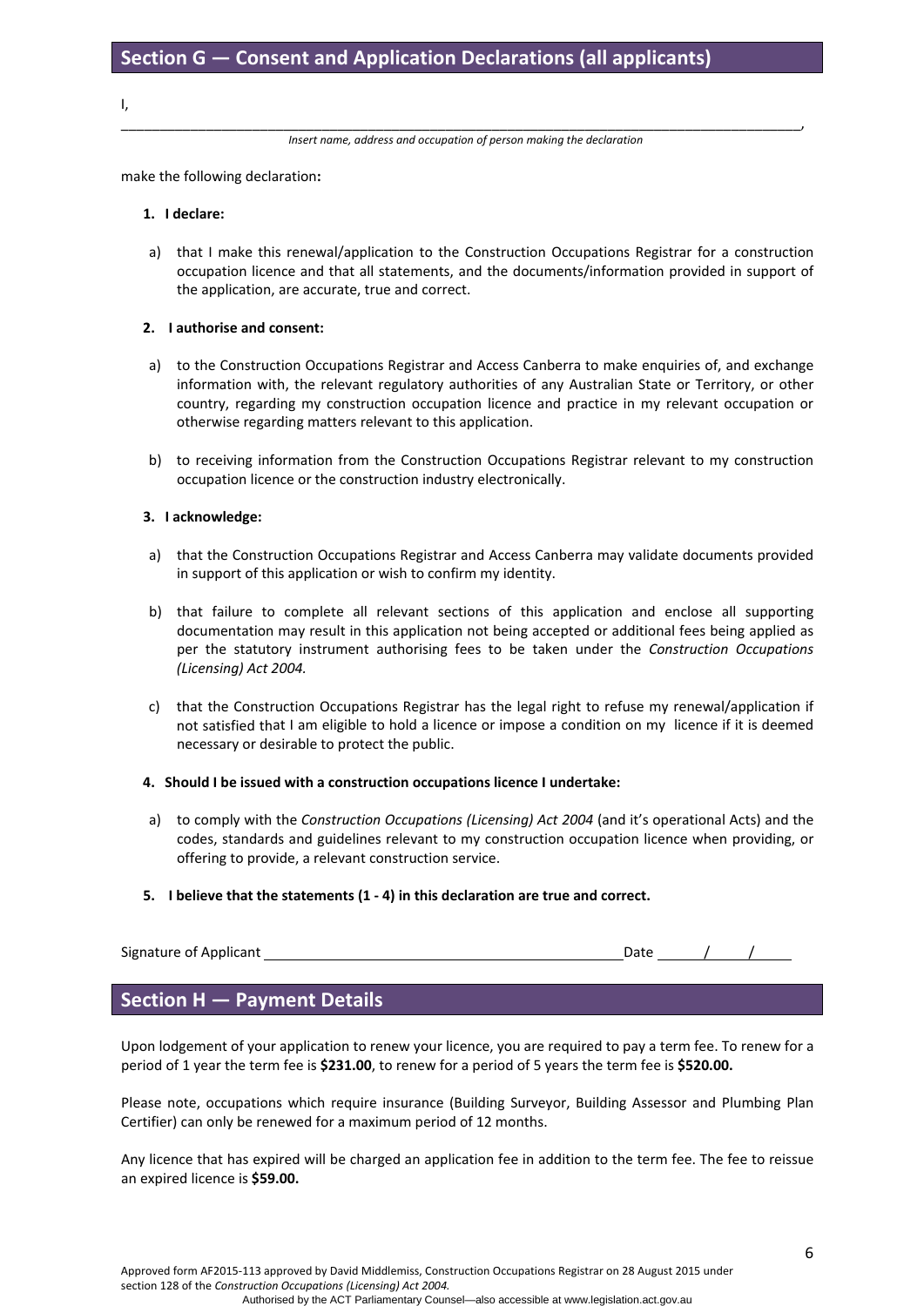## Section G — Consent and Application Declarations (all applicants)

I, \_\_\_\_\_\_\_\_\_\_\_\_\_\_\_\_\_\_\_\_\_\_\_\_\_\_\_\_\_\_\_\_\_\_\_\_\_\_\_\_\_\_\_\_\_\_\_\_\_\_\_\_\_\_\_\_\_\_\_\_\_\_\_\_\_\_\_\_\_\_\_\_\_\_\_\_,

*Insert name, address and occupation of person making the declaration*

make the following declaration**:**

**1. I declare:**

a) that I make this renewal/application to the Construction Occupations Registrar for a construction occupation licence and that all statements, and the documents/information provided in support of the application, are accurate, true and correct.

**2. I authorise and consent:**

a) to the Construction Occupations Registrar and Access Canberra to make enquiries of, and exchange information with, the relevant regulatory authorities of any Australian State or Territory, or other country, regarding my construction occupation licence and practice in my relevant occupation or otherwise regarding matters relevant to this application.

b) to receiving information from the Construction Occupations Registrar relevant to my construction occupation licence or the construction industry electronically.

**3. I acknowledge:**

a) that the Construction Occupations Registrar and Access Canberra may validate documents provided in support of this application or wish to confirm my identity.

b) that failure to complete all relevant sections of this application and enclose all supporting documentation may result in this application not being accepted or additional fees being applied as per the statutory instrument authorising fees to be taken under the *Construction Occupations (Licensing) Act 2004.*

c) that the Construction Occupations Registrar has the legal right to refuse my renewal/application if not satisfied that I am eligible to hold a licence or impose a condition on my licence if it is deemed necessary or desirable to protect the public.

**4. Should I be issued with a construction occupations licence I undertake:**

a) to comply with the *Construction Occupations (Licensing) Act 2004* (and it's operational Acts) and the codes, standards and guidelines relevant to my construction occupation licence when providing, or offering to provide, a relevant construction service.

**5. I believe that the statements (1 - 4) in this declaration are true and correct.**

Signature of Applicant \_\_\_\_\_\_\_\_\_\_\_\_\_\_\_\_\_\_\_\_\_\_\_\_\_\_\_\_\_\_\_\_\_\_\_\_\_\_\_\_\_\_ Date \_\_\_\_/\_\_\_\_/\_\_\_\_

## Section H — Payment Details

Upon lodgement of your application to renew your licence, you are required to pay a term fee. To renew for a period of 1 year the term fee is **$231.00**, to renew for a period of 5 years the term fee is **$520.00.**

Please note, occupations which require insurance (Building Surveyor, Building Assessor and Plumbing Plan Certifier) can only be renewed for a maximum period of 12 months.

Any licence that has expired will be charged an application fee in addition to the term fee. The fee to reissue an expired licence is **$59.00.**

Approved form AF2015-113 approved by David Middlemiss, Construction Occupations Registrar on 28 August 2015 under section 128 of the *Construction Occupations (Licensing) Act 2004.*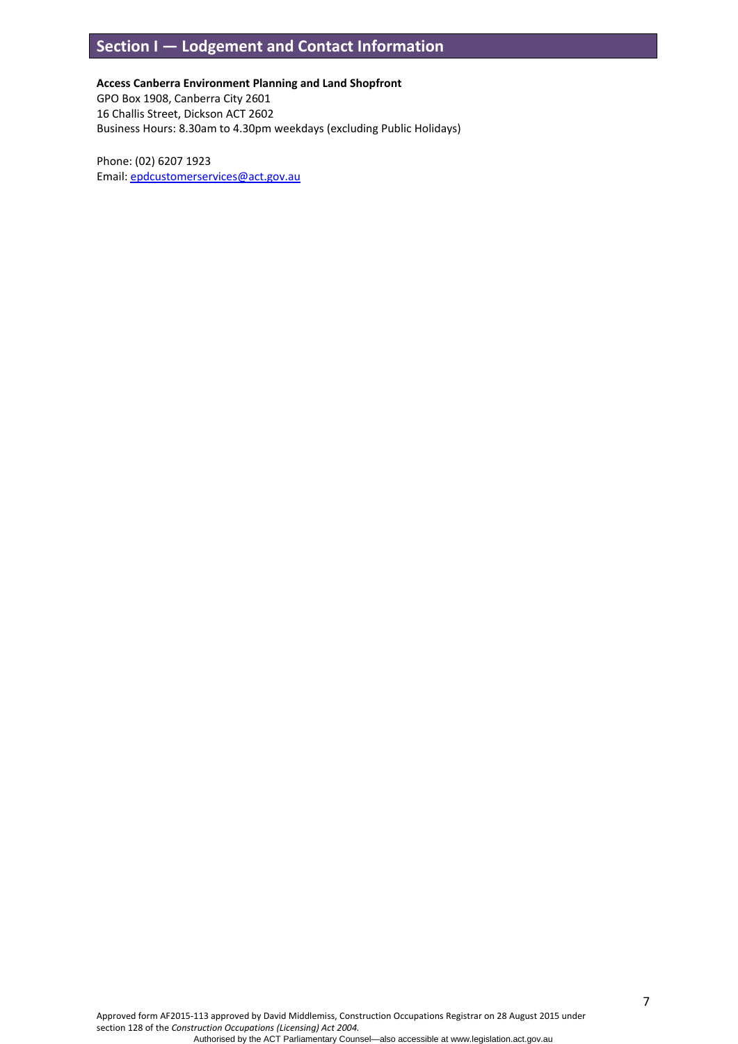## Section I — Lodgement and Contact Information

**Access Canberra Environment Planning and Land Shopfront**
GPO Box 1908, Canberra City 2601
16 Challis Street, Dickson ACT 2602
Business Hours: 8.30am to 4.30pm weekdays (excluding Public Holidays)

Phone: (02) 6207 1923
Email: epdcustomerservices@act.gov.au

Approved form AF2015-113 approved by David Middlemiss, Construction Occupations Registrar on 28 August 2015 under section 128 of the *Construction Occupations (Licensing) Act 2004.*
Authorised by the ACT Parliamentary Counsel—also accessible at www.legislation.act.gov.au